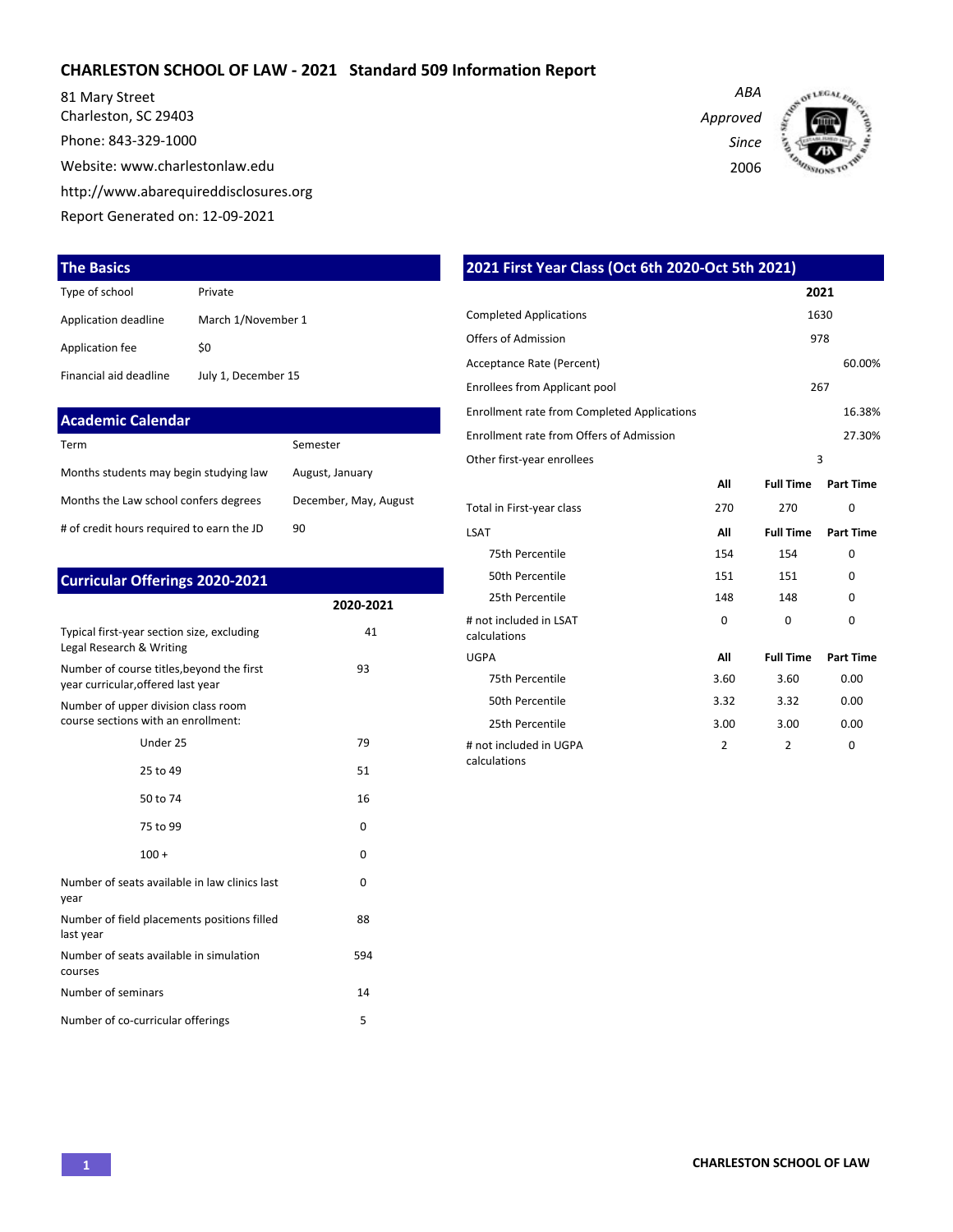# CHARLESTON SCHOOL OF LAW - 2021 Standard 509 Information Report

81 Mary Street
Charleston, SC 29403
Phone: 843-329-1000
Website: www.charlestonlaw.edu
http://www.abarequireddisclosures.org
Report Generated on: 12-09-2021

*ABA Approved Since 2006*

## The Basics

| | |
|---|---|
| Type of school | Private |
| Application deadline | March 1/November 1 |
| Application fee | $0 |
| Financial aid deadline | July 1, December 15 |

## Academic Calendar

| | |
|---|---|
| Term | Semester |
| Months students may begin studying law | August, January |
| Months the Law school confers degrees | December, May, August |
| # of credit hours required to earn the JD | 90 |

## Curricular Offerings 2020-2021

| | 2020-2021 |
|---|---|
| Typical first-year section size, excluding Legal Research & Writing | 41 |
| Number of course titles,beyond the first year curricular,offered last year | 93 |
| Number of upper division class room course sections with an enrollment: | |
| Under 25 | 79 |
| 25 to 49 | 51 |
| 50 to 74 | 16 |
| 75 to 99 | 0 |
| 100 + | 0 |
| Number of seats available in law clinics last year | 0 |
| Number of field placements positions filled last year | 88 |
| Number of seats available in simulation courses | 594 |
| Number of seminars | 14 |
| Number of co-curricular offerings | 5 |

## 2021 First Year Class (Oct 6th 2020-Oct 5th 2021)

| | 2021 |
|---|---|
| Completed Applications | 1630 |
| Offers of Admission | 978 |
| Acceptance Rate (Percent) | 60.00% |
| Enrollees from Applicant pool | 267 |
| Enrollment rate from Completed Applications | 16.38% |
| Enrollment rate from Offers of Admission | 27.30% |
| Other first-year enrollees | 3 |

| | All | Full Time | Part Time |
|---|---|---|---|
| Total in First-year class | 270 | 270 | 0 |
| **LSAT** | **All** | **Full Time** | **Part Time** |
| 75th Percentile | 154 | 154 | 0 |
| 50th Percentile | 151 | 151 | 0 |
| 25th Percentile | 148 | 148 | 0 |
| # not included in LSAT calculations | 0 | 0 | 0 |
| **UGPA** | **All** | **Full Time** | **Part Time** |
| 75th Percentile | 3.60 | 3.60 | 0.00 |
| 50th Percentile | 3.32 | 3.32 | 0.00 |
| 25th Percentile | 3.00 | 3.00 | 0.00 |
| # not included in UGPA calculations | 2 | 2 | 0 |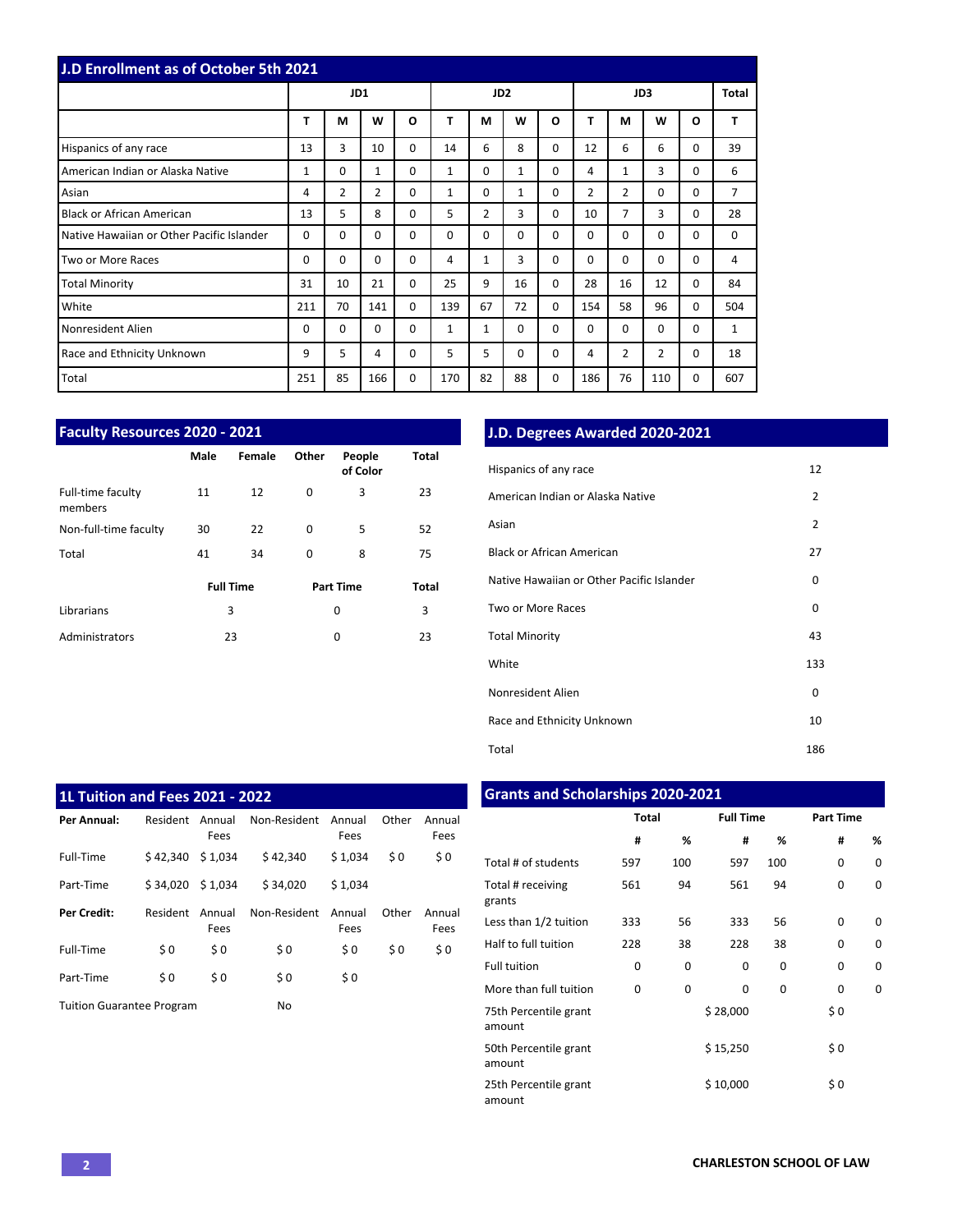## J.D Enrollment as of October 5th 2021

| | JD1 | | | | JD2 | | | | JD3 | | | | Total |
|---|---|---|---|---|---|---|---|---|---|---|---|---|---|
| | T | M | W | O | T | M | W | O | T | M | W | O | T |
| Hispanics of any race | 13 | 3 | 10 | 0 | 14 | 6 | 8 | 0 | 12 | 6 | 6 | 0 | 39 |
| American Indian or Alaska Native | 1 | 0 | 1 | 0 | 1 | 0 | 1 | 0 | 4 | 1 | 3 | 0 | 6 |
| Asian | 4 | 2 | 2 | 0 | 1 | 0 | 1 | 0 | 2 | 2 | 0 | 0 | 7 |
| Black or African American | 13 | 5 | 8 | 0 | 5 | 2 | 3 | 0 | 10 | 7 | 3 | 0 | 28 |
| Native Hawaiian or Other Pacific Islander | 0 | 0 | 0 | 0 | 0 | 0 | 0 | 0 | 0 | 0 | 0 | 0 | 0 |
| Two or More Races | 0 | 0 | 0 | 0 | 4 | 1 | 3 | 0 | 0 | 0 | 0 | 0 | 4 |
| Total Minority | 31 | 10 | 21 | 0 | 25 | 9 | 16 | 0 | 28 | 16 | 12 | 0 | 84 |
| White | 211 | 70 | 141 | 0 | 139 | 67 | 72 | 0 | 154 | 58 | 96 | 0 | 504 |
| Nonresident Alien | 0 | 0 | 0 | 0 | 1 | 1 | 0 | 0 | 0 | 0 | 0 | 0 | 1 |
| Race and Ethnicity Unknown | 9 | 5 | 4 | 0 | 5 | 5 | 0 | 0 | 4 | 2 | 2 | 0 | 18 |
| Total | 251 | 85 | 166 | 0 | 170 | 82 | 88 | 0 | 186 | 76 | 110 | 0 | 607 |

## Faculty Resources 2020 - 2021

| | Male | Female | Other | People of Color | Total |
|---|---|---|---|---|---|
| Full-time faculty members | 11 | 12 | 0 | 3 | 23 |
| Non-full-time faculty | 30 | 22 | 0 | 5 | 52 |
| Total | 41 | 34 | 0 | 8 | 75 |

| | Full Time | Part Time | Total |
|---|---|---|---|
| Librarians | 3 | 0 | 3 |
| Administrators | 23 | 0 | 23 |

## J.D. Degrees Awarded 2020-2021

| | |
|---|---|
| Hispanics of any race | 12 |
| American Indian or Alaska Native | 2 |
| Asian | 2 |
| Black or African American | 27 |
| Native Hawaiian or Other Pacific Islander | 0 |
| Two or More Races | 0 |
| Total Minority | 43 |
| White | 133 |
| Nonresident Alien | 0 |
| Race and Ethnicity Unknown | 10 |
| Total | 186 |

## 1L Tuition and Fees 2021 - 2022

| **Per Annual:** | Resident | Annual Fees | Non-Resident | Annual Fees | Other | Annual Fees |
|---|---|---|---|---|---|---|
| Full-Time | $ 42,340 | $ 1,034 | $ 42,340 | $ 1,034 | $ 0 | $ 0 |
| Part-Time | $ 34,020 | $ 1,034 | $ 34,020 | $ 1,034 | | |
| **Per Credit:** | Resident | Annual Fees | Non-Resident | Annual Fees | Other | Annual Fees |
| Full-Time | $ 0 | $ 0 | $ 0 | $ 0 | $ 0 | $ 0 |
| Part-Time | $ 0 | $ 0 | $ 0 | $ 0 | | |

Tuition Guarantee Program: No

## Grants and Scholarships 2020-2021

| | Total | | Full Time | | Part Time | |
|---|---|---|---|---|---|---|
| | # | % | # | % | # | % |
| Total # of students | 597 | 100 | 597 | 100 | 0 | 0 |
| Total # receiving grants | 561 | 94 | 561 | 94 | 0 | 0 |
| Less than 1/2 tuition | 333 | 56 | 333 | 56 | 0 | 0 |
| Half to full tuition | 228 | 38 | 228 | 38 | 0 | 0 |
| Full tuition | 0 | 0 | 0 | 0 | 0 | 0 |
| More than full tuition | 0 | 0 | 0 | 0 | 0 | 0 |
| 75th Percentile grant amount | | | $ 28,000 | | $ 0 | |
| 50th Percentile grant amount | | | $ 15,250 | | $ 0 | |
| 25th Percentile grant amount | | | $ 10,000 | | $ 0 | |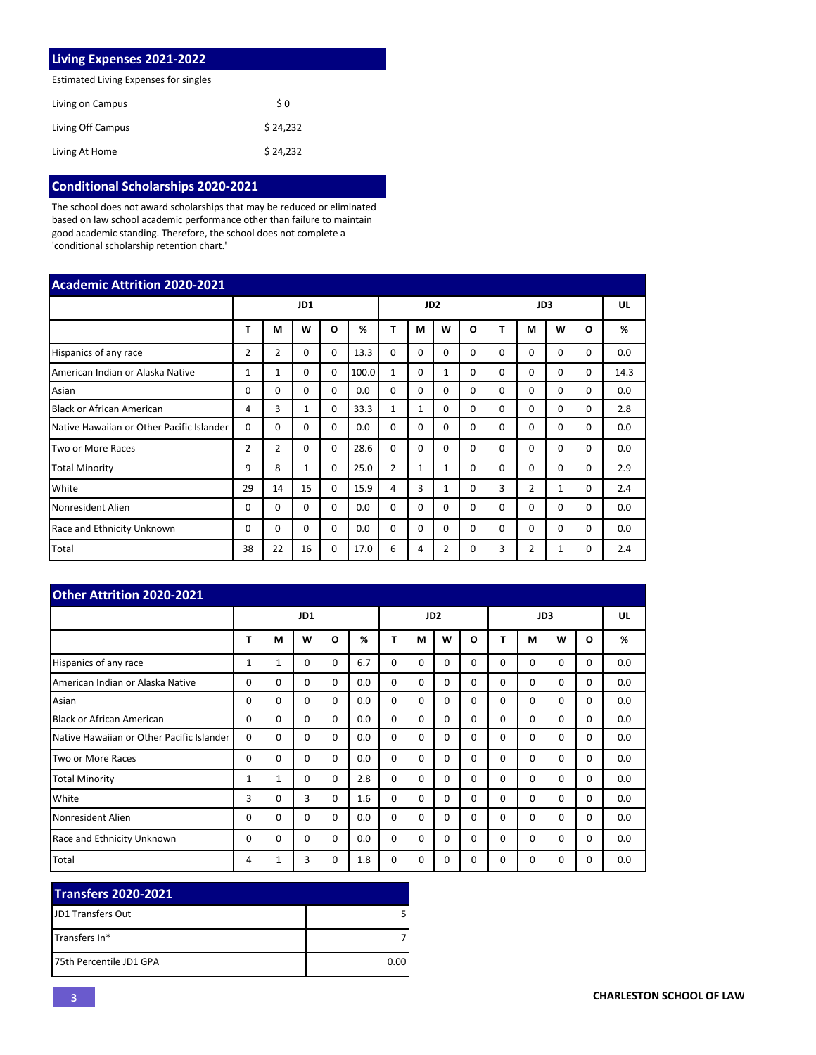## Living Expenses 2021-2022

Estimated Living Expenses for singles

| | |
|---|---|
| Living on Campus | $ 0 |
| Living Off Campus | $ 24,232 |
| Living At Home | $ 24,232 |

## Conditional Scholarships 2020-2021

The school does not award scholarships that may be reduced or eliminated based on law school academic performance other than failure to maintain good academic standing. Therefore, the school does not complete a 'conditional scholarship retention chart.'

## Academic Attrition 2020-2021

| | JD1 | | | | | JD2 | | | | JD3 | | | | UL |
|---|---|---|---|---|---|---|---|---|---|---|---|---|---|---|
| | T | M | W | O | % | T | M | W | O | T | M | W | O | % |
| Hispanics of any race | 2 | 2 | 0 | 0 | 13.3 | 0 | 0 | 0 | 0 | 0 | 0 | 0 | 0 | 0.0 |
| American Indian or Alaska Native | 1 | 1 | 0 | 0 | 100.0 | 1 | 0 | 1 | 0 | 0 | 0 | 0 | 0 | 14.3 |
| Asian | 0 | 0 | 0 | 0 | 0.0 | 0 | 0 | 0 | 0 | 0 | 0 | 0 | 0 | 0.0 |
| Black or African American | 4 | 3 | 1 | 0 | 33.3 | 1 | 1 | 0 | 0 | 0 | 0 | 0 | 0 | 2.8 |
| Native Hawaiian or Other Pacific Islander | 0 | 0 | 0 | 0 | 0.0 | 0 | 0 | 0 | 0 | 0 | 0 | 0 | 0 | 0.0 |
| Two or More Races | 2 | 2 | 0 | 0 | 28.6 | 0 | 0 | 0 | 0 | 0 | 0 | 0 | 0 | 0.0 |
| Total Minority | 9 | 8 | 1 | 0 | 25.0 | 2 | 1 | 1 | 0 | 0 | 0 | 0 | 0 | 2.9 |
| White | 29 | 14 | 15 | 0 | 15.9 | 4 | 3 | 1 | 0 | 3 | 2 | 1 | 0 | 2.4 |
| Nonresident Alien | 0 | 0 | 0 | 0 | 0.0 | 0 | 0 | 0 | 0 | 0 | 0 | 0 | 0 | 0.0 |
| Race and Ethnicity Unknown | 0 | 0 | 0 | 0 | 0.0 | 0 | 0 | 0 | 0 | 0 | 0 | 0 | 0 | 0.0 |
| Total | 38 | 22 | 16 | 0 | 17.0 | 6 | 4 | 2 | 0 | 3 | 2 | 1 | 0 | 2.4 |

## Other Attrition 2020-2021

| | JD1 | | | | | JD2 | | | | JD3 | | | | UL |
|---|---|---|---|---|---|---|---|---|---|---|---|---|---|---|
| | T | M | W | O | % | T | M | W | O | T | M | W | O | % |
| Hispanics of any race | 1 | 1 | 0 | 0 | 6.7 | 0 | 0 | 0 | 0 | 0 | 0 | 0 | 0 | 0.0 |
| American Indian or Alaska Native | 0 | 0 | 0 | 0 | 0.0 | 0 | 0 | 0 | 0 | 0 | 0 | 0 | 0 | 0.0 |
| Asian | 0 | 0 | 0 | 0 | 0.0 | 0 | 0 | 0 | 0 | 0 | 0 | 0 | 0 | 0.0 |
| Black or African American | 0 | 0 | 0 | 0 | 0.0 | 0 | 0 | 0 | 0 | 0 | 0 | 0 | 0 | 0.0 |
| Native Hawaiian or Other Pacific Islander | 0 | 0 | 0 | 0 | 0.0 | 0 | 0 | 0 | 0 | 0 | 0 | 0 | 0 | 0.0 |
| Two or More Races | 0 | 0 | 0 | 0 | 0.0 | 0 | 0 | 0 | 0 | 0 | 0 | 0 | 0 | 0.0 |
| Total Minority | 1 | 1 | 0 | 0 | 2.8 | 0 | 0 | 0 | 0 | 0 | 0 | 0 | 0 | 0.0 |
| White | 3 | 0 | 3 | 0 | 1.6 | 0 | 0 | 0 | 0 | 0 | 0 | 0 | 0 | 0.0 |
| Nonresident Alien | 0 | 0 | 0 | 0 | 0.0 | 0 | 0 | 0 | 0 | 0 | 0 | 0 | 0 | 0.0 |
| Race and Ethnicity Unknown | 0 | 0 | 0 | 0 | 0.0 | 0 | 0 | 0 | 0 | 0 | 0 | 0 | 0 | 0.0 |
| Total | 4 | 1 | 3 | 0 | 1.8 | 0 | 0 | 0 | 0 | 0 | 0 | 0 | 0 | 0.0 |

## Transfers 2020-2021

| | |
|---|---|
| JD1 Transfers Out | 5 |
| Transfers In* | 7 |
| 75th Percentile JD1 GPA | 0.00 |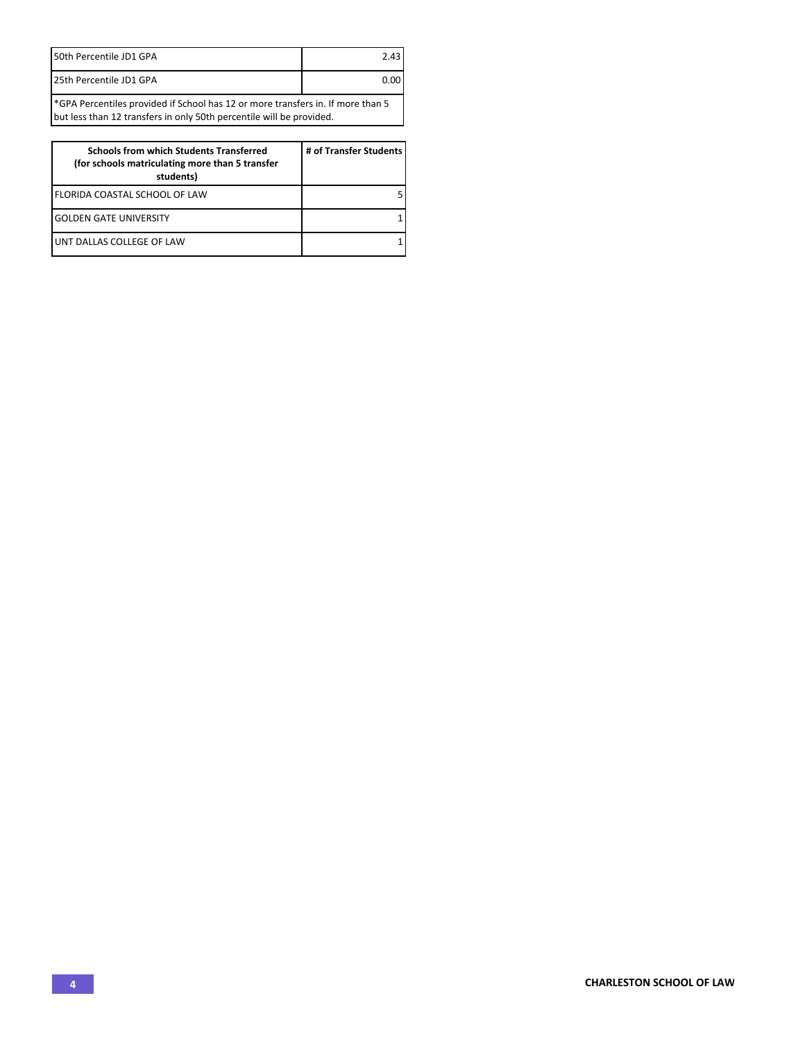| | |
| --- | --- |
| 50th Percentile JD1 GPA | 2.43 |
| 25th Percentile JD1 GPA | 0.00 |

*GPA Percentiles provided if School has 12 or more transfers in. If more than 5 but less than 12 transfers in only 50th percentile will be provided.

| Schools from which Students Transferred (for schools matriculating more than 5 transfer students) | # of Transfer Students |
| --- | --- |
| FLORIDA COASTAL SCHOOL OF LAW | 5 |
| GOLDEN GATE UNIVERSITY | 1 |
| UNT DALLAS COLLEGE OF LAW | 1 |